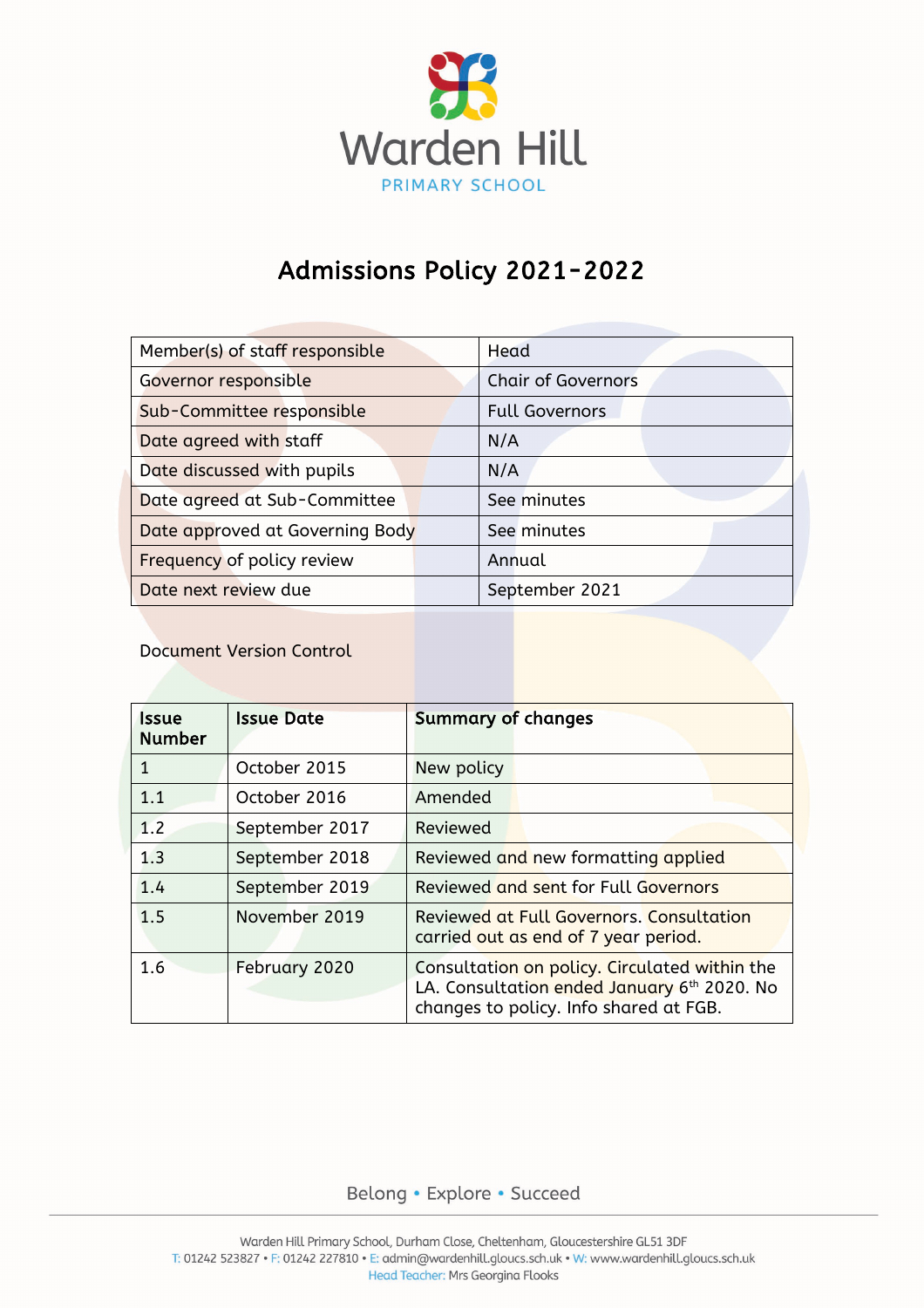Warden Hill

PRIMARY SCHOOL

# Admissions Policy 2021-2022

| Member(s) of staff responsible | Head |
|---|---|
| Governor responsible | Chair of Governors |
| Sub-Committee responsible | Full Governors |
| Date agreed with staff | N/A |
| Date discussed with pupils | N/A |
| Date agreed at Sub-Committee | See minutes |
| Date approved at Governing Body | See minutes |
| Frequency of policy review | Annual |
| Date next review due | September 2021 |

Document Version Control

| **Issue Number** | **Issue Date** | **Summary of changes** |
|---|---|---|
| 1 | October 2015 | New policy |
| 1.1 | October 2016 | Amended |
| 1.2 | September 2017 | Reviewed |
| 1.3 | September 2018 | Reviewed and new formatting applied |
| 1.4 | September 2019 | Reviewed and sent for Full Governors |
| 1.5 | November 2019 | Reviewed at Full Governors. Consultation carried out as end of 7 year period. |
| 1.6 | February 2020 | Consultation on policy. Circulated within the LA. Consultation ended January 6th 2020. No changes to policy. Info shared at FGB. |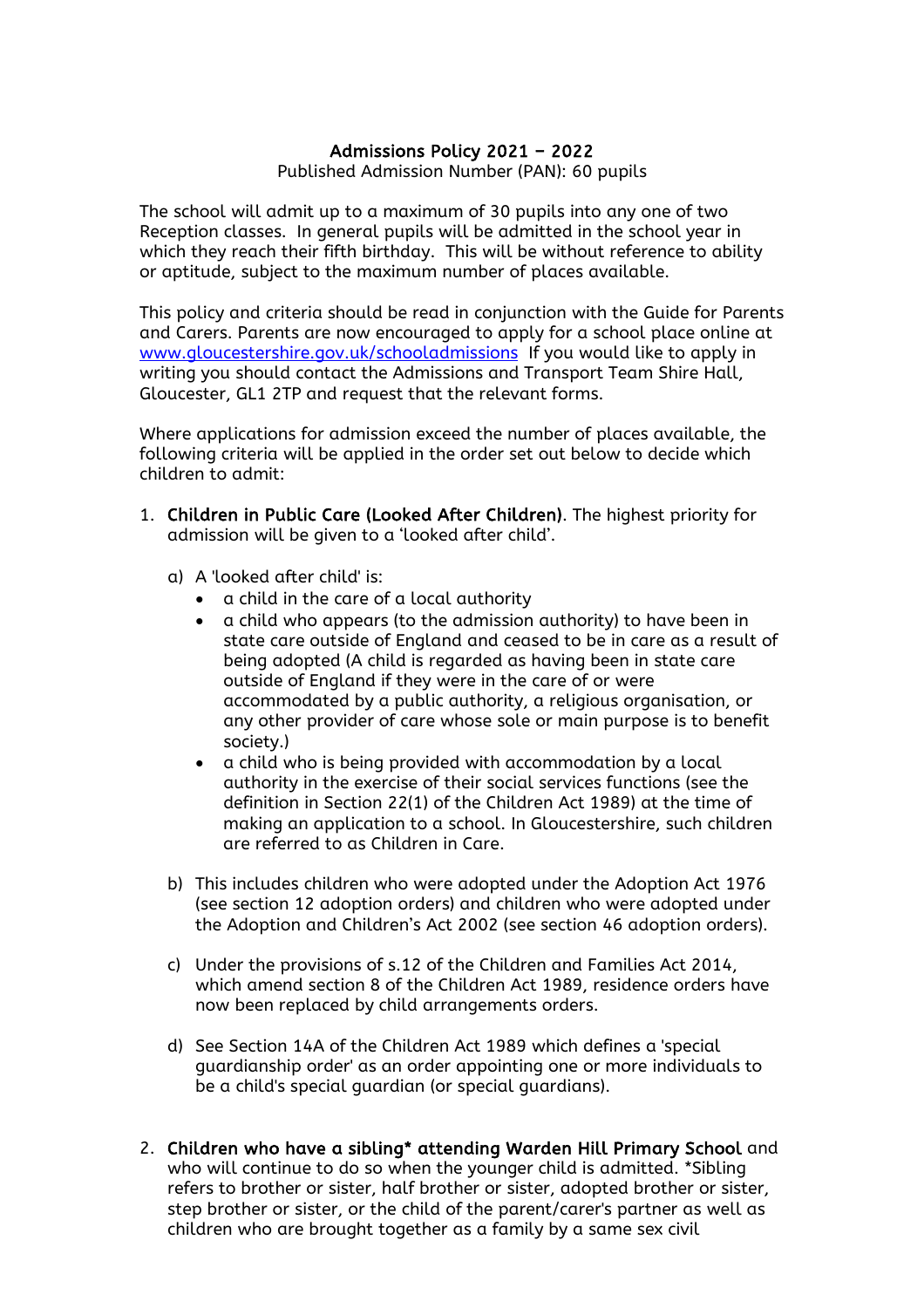# Admissions Policy 2021 – 2022

Published Admission Number (PAN): 60 pupils

The school will admit up to a maximum of 30 pupils into any one of two Reception classes. In general pupils will be admitted in the school year in which they reach their fifth birthday. This will be without reference to ability or aptitude, subject to the maximum number of places available.

This policy and criteria should be read in conjunction with the Guide for Parents and Carers. Parents are now encouraged to apply for a school place online at [www.gloucestershire.gov.uk/schooladmissions](http://www.gloucestershire.gov.uk/schooladmissions) If you would like to apply in writing you should contact the Admissions and Transport Team Shire Hall, Gloucester, GL1 2TP and request that the relevant forms.

Where applications for admission exceed the number of places available, the following criteria will be applied in the order set out below to decide which children to admit:

1. **Children in Public Care (Looked After Children)**. The highest priority for admission will be given to a 'looked after child'.

   a) A 'looked after child' is:
      - a child in the care of a local authority
      - a child who appears (to the admission authority) to have been in state care outside of England and ceased to be in care as a result of being adopted (A child is regarded as having been in state care outside of England if they were in the care of or were accommodated by a public authority, a religious organisation, or any other provider of care whose sole or main purpose is to benefit society.)
      - a child who is being provided with accommodation by a local authority in the exercise of their social services functions (see the definition in Section 22(1) of the Children Act 1989) at the time of making an application to a school. In Gloucestershire, such children are referred to as Children in Care.

   b) This includes children who were adopted under the Adoption Act 1976 (see section 12 adoption orders) and children who were adopted under the Adoption and Children's Act 2002 (see section 46 adoption orders).

   c) Under the provisions of s.12 of the Children and Families Act 2014, which amend section 8 of the Children Act 1989, residence orders have now been replaced by child arrangements orders.

   d) See Section 14A of the Children Act 1989 which defines a 'special guardianship order' as an order appointing one or more individuals to be a child's special guardian (or special guardians).

2. **Children who have a sibling* attending Warden Hill Primary School** and who will continue to do so when the younger child is admitted. *Sibling refers to brother or sister, half brother or sister, adopted brother or sister, step brother or sister, or the child of the parent/carer's partner as well as children who are brought together as a family by a same sex civil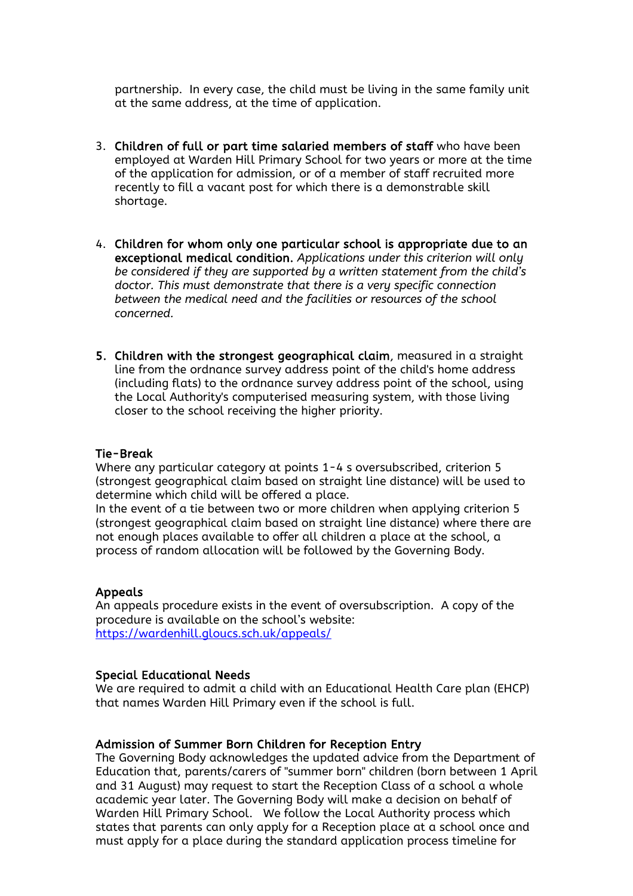partnership. In every case, the child must be living in the same family unit at the same address, at the time of application.

3. **Children of full or part time salaried members of staff** who have been employed at Warden Hill Primary School for two years or more at the time of the application for admission, or of a member of staff recruited more recently to fill a vacant post for which there is a demonstrable skill shortage.

4. **Children for whom only one particular school is appropriate due to an exceptional medical condition.** *Applications under this criterion will only be considered if they are supported by a written statement from the child's doctor. This must demonstrate that there is a very specific connection between the medical need and the facilities or resources of the school concerned.*

5. **Children with the strongest geographical claim**, measured in a straight line from the ordnance survey address point of the child's home address (including flats) to the ordnance survey address point of the school, using the Local Authority's computerised measuring system, with those living closer to the school receiving the higher priority.

### Tie-Break

Where any particular category at points 1-4 s oversubscribed, criterion 5 (strongest geographical claim based on straight line distance) will be used to determine which child will be offered a place.
In the event of a tie between two or more children when applying criterion 5 (strongest geographical claim based on straight line distance) where there are not enough places available to offer all children a place at the school, a process of random allocation will be followed by the Governing Body.

### Appeals

An appeals procedure exists in the event of oversubscription. A copy of the procedure is available on the school's website:
[https://wardenhill.gloucs.sch.uk/appeals/](https://wardenhill.gloucs.sch.uk/appeals/)

### Special Educational Needs

We are required to admit a child with an Educational Health Care plan (EHCP) that names Warden Hill Primary even if the school is full.

### Admission of Summer Born Children for Reception Entry

The Governing Body acknowledges the updated advice from the Department of Education that, parents/carers of "summer born" children (born between 1 April and 31 August) may request to start the Reception Class of a school a whole academic year later. The Governing Body will make a decision on behalf of Warden Hill Primary School. We follow the Local Authority process which states that parents can only apply for a Reception place at a school once and must apply for a place during the standard application process timeline for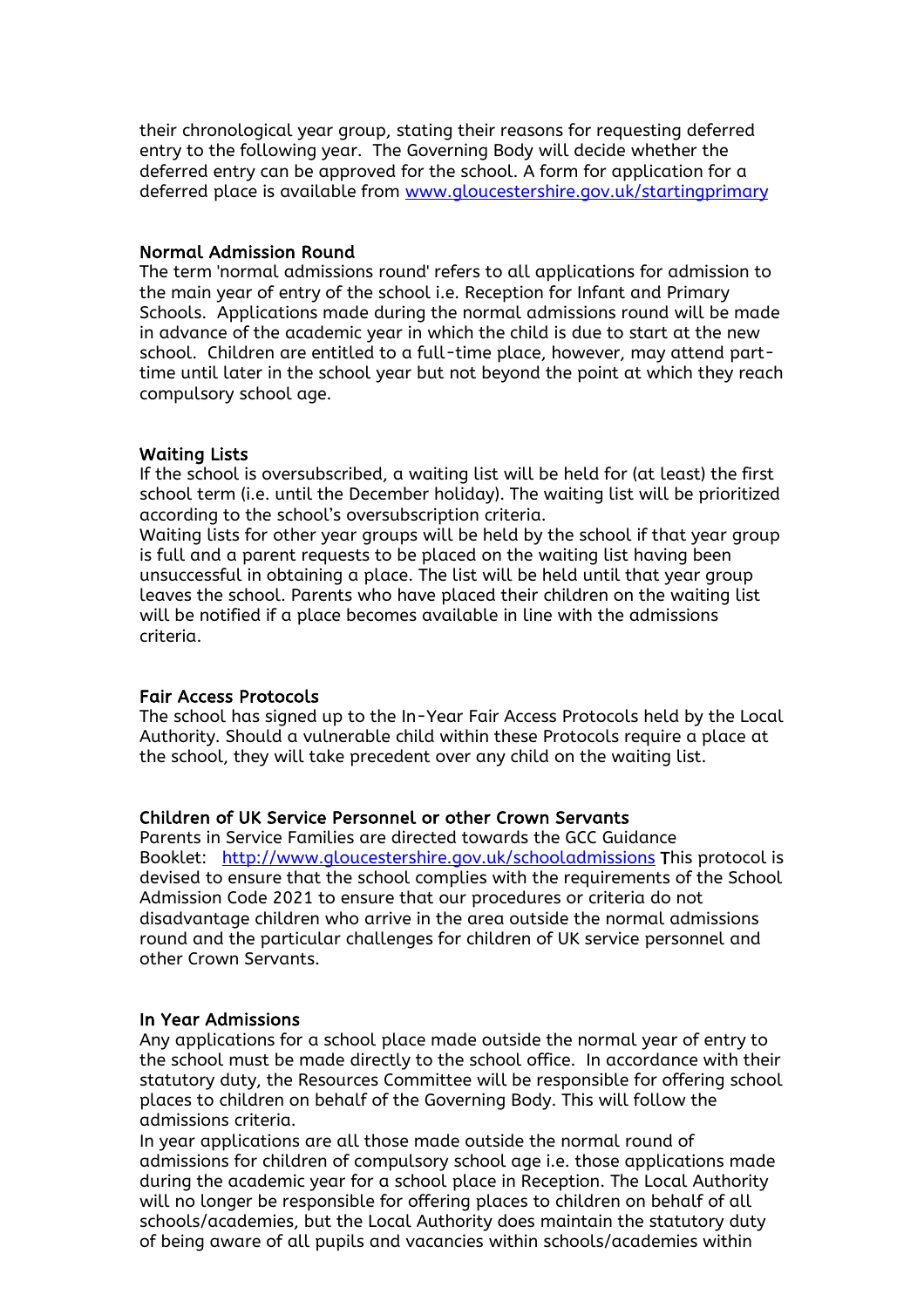their chronological year group, stating their reasons for requesting deferred entry to the following year. The Governing Body will decide whether the deferred entry can be approved for the school. A form for application for a deferred place is available from [www.gloucestershire.gov.uk/startingprimary](www.gloucestershire.gov.uk/startingprimary)

### Normal Admission Round

The term 'normal admissions round' refers to all applications for admission to the main year of entry of the school i.e. Reception for Infant and Primary Schools. Applications made during the normal admissions round will be made in advance of the academic year in which the child is due to start at the new school. Children are entitled to a full-time place, however, may attend part-time until later in the school year but not beyond the point at which they reach compulsory school age.

### Waiting Lists

If the school is oversubscribed, a waiting list will be held for (at least) the first school term (i.e. until the December holiday). The waiting list will be prioritized according to the school's oversubscription criteria.

Waiting lists for other year groups will be held by the school if that year group is full and a parent requests to be placed on the waiting list having been unsuccessful in obtaining a place. The list will be held until that year group leaves the school. Parents who have placed their children on the waiting list will be notified if a place becomes available in line with the admissions criteria.

### Fair Access Protocols

The school has signed up to the In-Year Fair Access Protocols held by the Local Authority. Should a vulnerable child within these Protocols require a place at the school, they will take precedent over any child on the waiting list.

### Children of UK Service Personnel or other Crown Servants

Parents in Service Families are directed towards the GCC Guidance Booklet: [http://www.gloucestershire.gov.uk/schooladmissions](http://www.gloucestershire.gov.uk/schooladmissions) This protocol is devised to ensure that the school complies with the requirements of the School Admission Code 2021 to ensure that our procedures or criteria do not disadvantage children who arrive in the area outside the normal admissions round and the particular challenges for children of UK service personnel and other Crown Servants.

### In Year Admissions

Any applications for a school place made outside the normal year of entry to the school must be made directly to the school office. In accordance with their statutory duty, the Resources Committee will be responsible for offering school places to children on behalf of the Governing Body. This will follow the admissions criteria.

In year applications are all those made outside the normal round of admissions for children of compulsory school age i.e. those applications made during the academic year for a school place in Reception. The Local Authority will no longer be responsible for offering places to children on behalf of all schools/academies, but the Local Authority does maintain the statutory duty of being aware of all pupils and vacancies within schools/academies within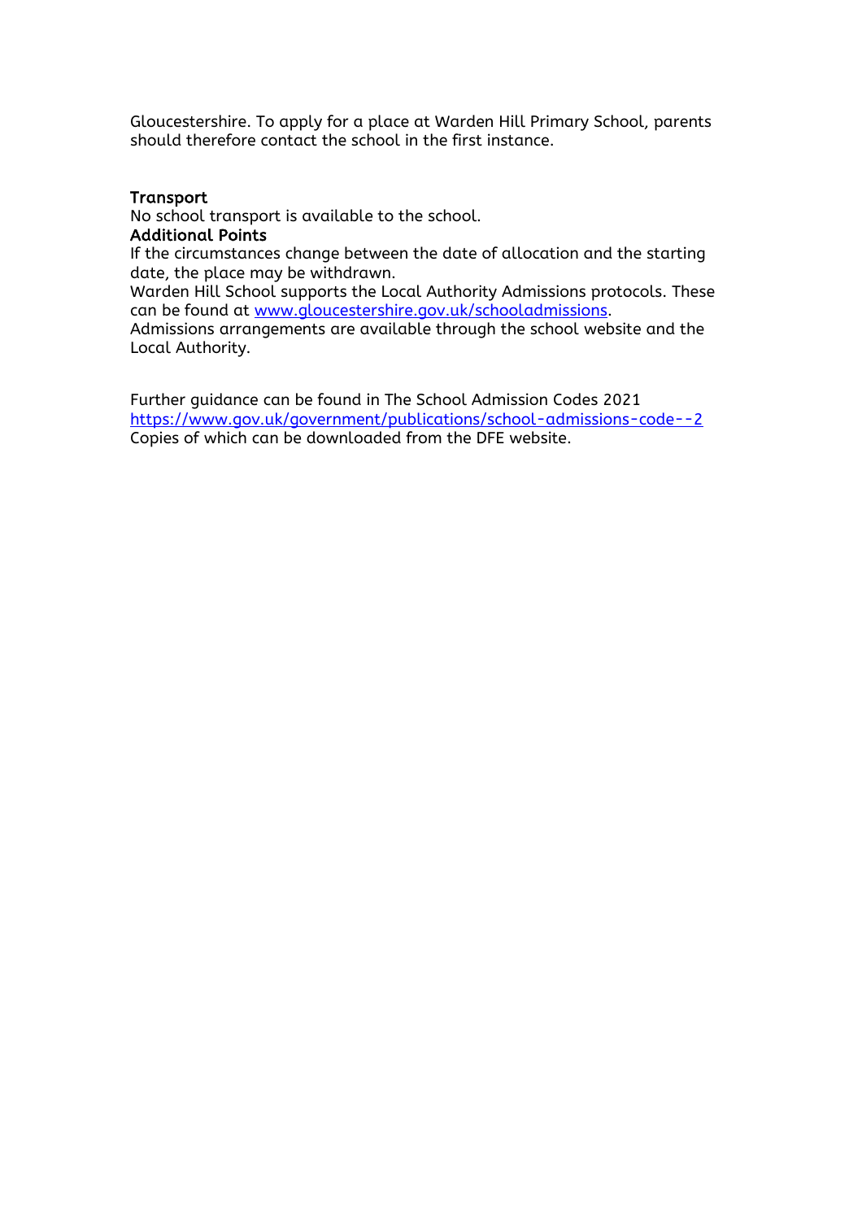Gloucestershire. To apply for a place at Warden Hill Primary School, parents should therefore contact the school in the first instance.

**Transport**

No school transport is available to the school.

**Additional Points**

If the circumstances change between the date of allocation and the starting date, the place may be withdrawn.

Warden Hill School supports the Local Authority Admissions protocols. These can be found at [www.gloucestershire.gov.uk/schooladmissions](www.gloucestershire.gov.uk/schooladmissions).

Admissions arrangements are available through the school website and the Local Authority.

Further guidance can be found in The School Admission Codes 2021 [https://www.gov.uk/government/publications/school-admissions-code--2](https://www.gov.uk/government/publications/school-admissions-code--2) Copies of which can be downloaded from the DFE website.